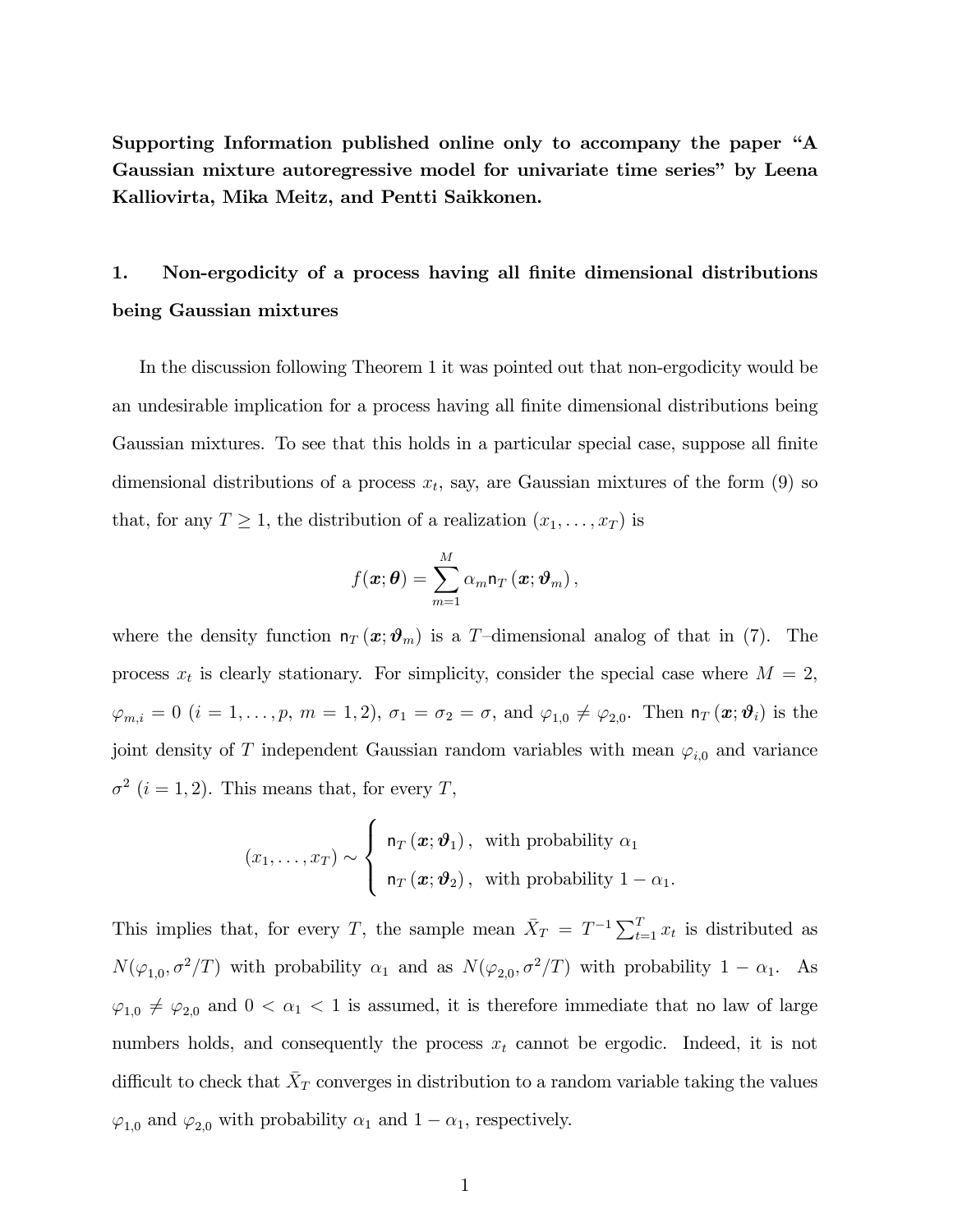**Supporting Information published online only to accompany the paper "A Gaussian mixture autoregressive model for univariate time series" by Leena Kalliovirta, Mika Meitz, and Pentti Saikkonen.**

## 1. Non-ergodicity of a process having all finite dimensional distributions being Gaussian mixtures

In the discussion following Theorem 1 it was pointed out that non-ergodicity would be an undesirable implication for a process having all finite dimensional distributions being Gaussian mixtures. To see that this holds in a particular special case, suppose all finite dimensional distributions of a process $x_t$, say, are Gaussian mixtures of the form (9) so that, for any $T \geq 1$, the distribution of a realization $(x_1, \ldots, x_T)$ is

$$f(\boldsymbol{x}; \boldsymbol{\theta}) = \sum_{m=1}^{M} \alpha_m \mathsf{n}_T (\boldsymbol{x}; \boldsymbol{\vartheta}_m),$$

where the density function $\mathsf{n}_T (\boldsymbol{x}; \boldsymbol{\vartheta}_m)$ is a $T$–dimensional analog of that in (7). The process $x_t$ is clearly stationary. For simplicity, consider the special case where $M = 2$, $\varphi_{m,i} = 0$ ($i = 1, \ldots, p$, $m = 1, 2$), $\sigma_1 = \sigma_2 = \sigma$, and $\varphi_{1,0} \neq \varphi_{2,0}$. Then $\mathsf{n}_T (\boldsymbol{x}; \boldsymbol{\vartheta}_i)$ is the joint density of $T$ independent Gaussian random variables with mean $\varphi_{i,0}$ and variance $\sigma^2$ ($i = 1, 2$). This means that, for every $T$,

$$(x_1, \ldots, x_T) \sim \begin{cases} \mathsf{n}_T (\boldsymbol{x}; \boldsymbol{\vartheta}_1), & \text{with probability } \alpha_1 \\ \mathsf{n}_T (\boldsymbol{x}; \boldsymbol{\vartheta}_2), & \text{with probability } 1 - \alpha_1. \end{cases}$$

This implies that, for every $T$, the sample mean $\bar{X}_T = T^{-1} \sum_{t=1}^{T} x_t$ is distributed as $N(\varphi_{1,0}, \sigma^2/T)$ with probability $\alpha_1$ and as $N(\varphi_{2,0}, \sigma^2/T)$ with probability $1 - \alpha_1$. As $\varphi_{1,0} \neq \varphi_{2,0}$ and $0 < \alpha_1 < 1$ is assumed, it is therefore immediate that no law of large numbers holds, and consequently the process $x_t$ cannot be ergodic. Indeed, it is not difficult to check that $\bar{X}_T$ converges in distribution to a random variable taking the values $\varphi_{1,0}$ and $\varphi_{2,0}$ with probability $\alpha_1$ and $1 - \alpha_1$, respectively.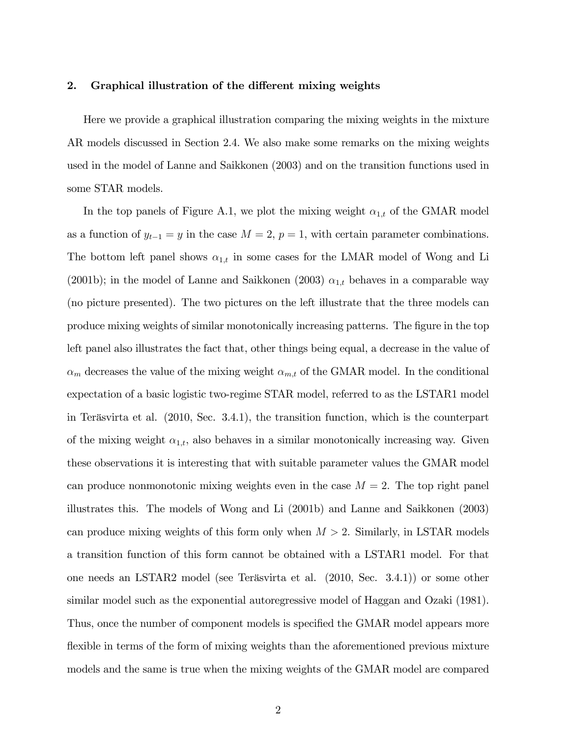## 2. Graphical illustration of the different mixing weights

Here we provide a graphical illustration comparing the mixing weights in the mixture AR models discussed in Section 2.4. We also make some remarks on the mixing weights used in the model of Lanne and Saikkonen (2003) and on the transition functions used in some STAR models.

In the top panels of Figure A.1, we plot the mixing weight $\alpha_{1,t}$ of the GMAR model as a function of $y_{t-1} = y$ in the case $M = 2$, $p = 1$, with certain parameter combinations. The bottom left panel shows $\alpha_{1,t}$ in some cases for the LMAR model of Wong and Li (2001b); in the model of Lanne and Saikkonen (2003) $\alpha_{1,t}$ behaves in a comparable way (no picture presented). The two pictures on the left illustrate that the three models can produce mixing weights of similar monotonically increasing patterns. The figure in the top left panel also illustrates the fact that, other things being equal, a decrease in the value of $\alpha_m$ decreases the value of the mixing weight $\alpha_{m,t}$ of the GMAR model. In the conditional expectation of a basic logistic two-regime STAR model, referred to as the LSTAR1 model in Teräsvirta et al. (2010, Sec. 3.4.1), the transition function, which is the counterpart of the mixing weight $\alpha_{1,t}$, also behaves in a similar monotonically increasing way. Given these observations it is interesting that with suitable parameter values the GMAR model can produce nonmonotonic mixing weights even in the case $M = 2$. The top right panel illustrates this. The models of Wong and Li (2001b) and Lanne and Saikkonen (2003) can produce mixing weights of this form only when $M > 2$. Similarly, in LSTAR models a transition function of this form cannot be obtained with a LSTAR1 model. For that one needs an LSTAR2 model (see Teräsvirta et al. (2010, Sec. 3.4.1)) or some other similar model such as the exponential autoregressive model of Haggan and Ozaki (1981). Thus, once the number of component models is specified the GMAR model appears more flexible in terms of the form of mixing weights than the aforementioned previous mixture models and the same is true when the mixing weights of the GMAR model are compared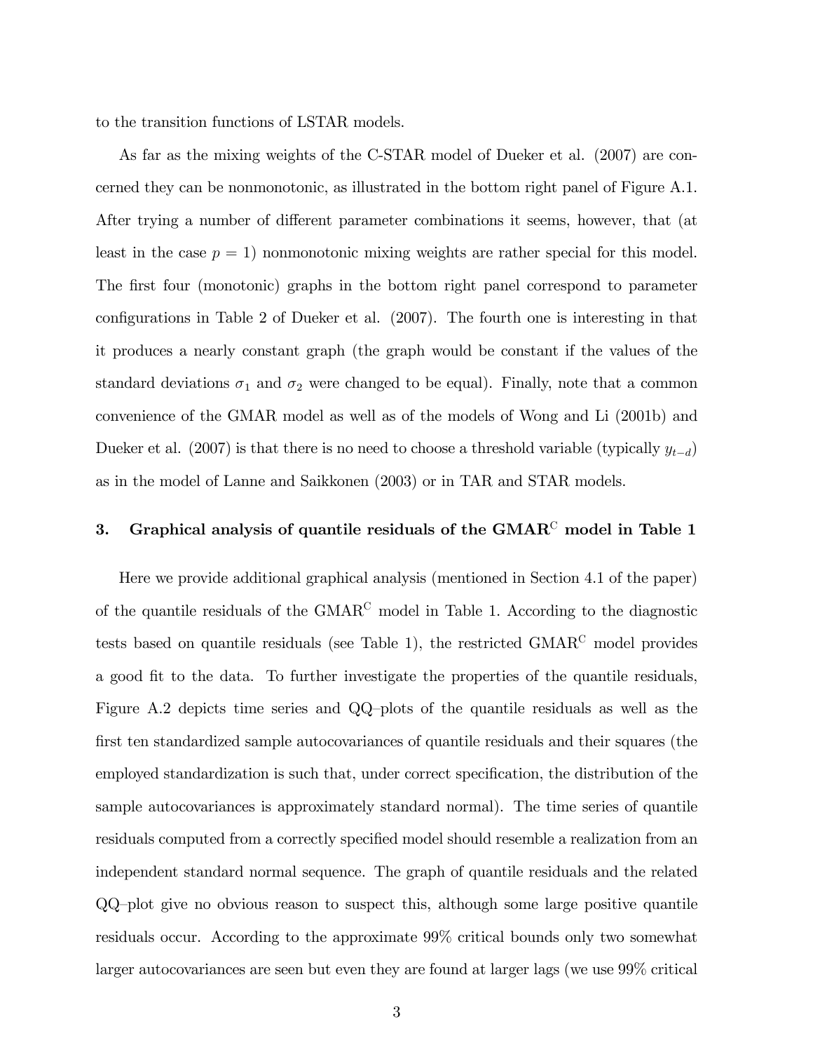to the transition functions of LSTAR models.

As far as the mixing weights of the C-STAR model of Dueker et al. (2007) are concerned they can be nonmonotonic, as illustrated in the bottom right panel of Figure A.1. After trying a number of different parameter combinations it seems, however, that (at least in the case $p = 1$) nonmonotonic mixing weights are rather special for this model. The first four (monotonic) graphs in the bottom right panel correspond to parameter configurations in Table 2 of Dueker et al. (2007). The fourth one is interesting in that it produces a nearly constant graph (the graph would be constant if the values of the standard deviations $\sigma_1$ and $\sigma_2$ were changed to be equal). Finally, note that a common convenience of the GMAR model as well as of the models of Wong and Li (2001b) and Dueker et al. (2007) is that there is no need to choose a threshold variable (typically $y_{t-d}$) as in the model of Lanne and Saikkonen (2003) or in TAR and STAR models.

## 3. Graphical analysis of quantile residuals of the GMAR$^{\mathrm{C}}$ model in Table 1

Here we provide additional graphical analysis (mentioned in Section 4.1 of the paper) of the quantile residuals of the GMAR$^{\mathrm{C}}$ model in Table 1. According to the diagnostic tests based on quantile residuals (see Table 1), the restricted GMAR$^{\mathrm{C}}$ model provides a good fit to the data. To further investigate the properties of the quantile residuals, Figure A.2 depicts time series and QQ–plots of the quantile residuals as well as the first ten standardized sample autocovariances of quantile residuals and their squares (the employed standardization is such that, under correct specification, the distribution of the sample autocovariances is approximately standard normal). The time series of quantile residuals computed from a correctly specified model should resemble a realization from an independent standard normal sequence. The graph of quantile residuals and the related QQ–plot give no obvious reason to suspect this, although some large positive quantile residuals occur. According to the approximate 99% critical bounds only two somewhat larger autocovariances are seen but even they are found at larger lags (we use 99% critical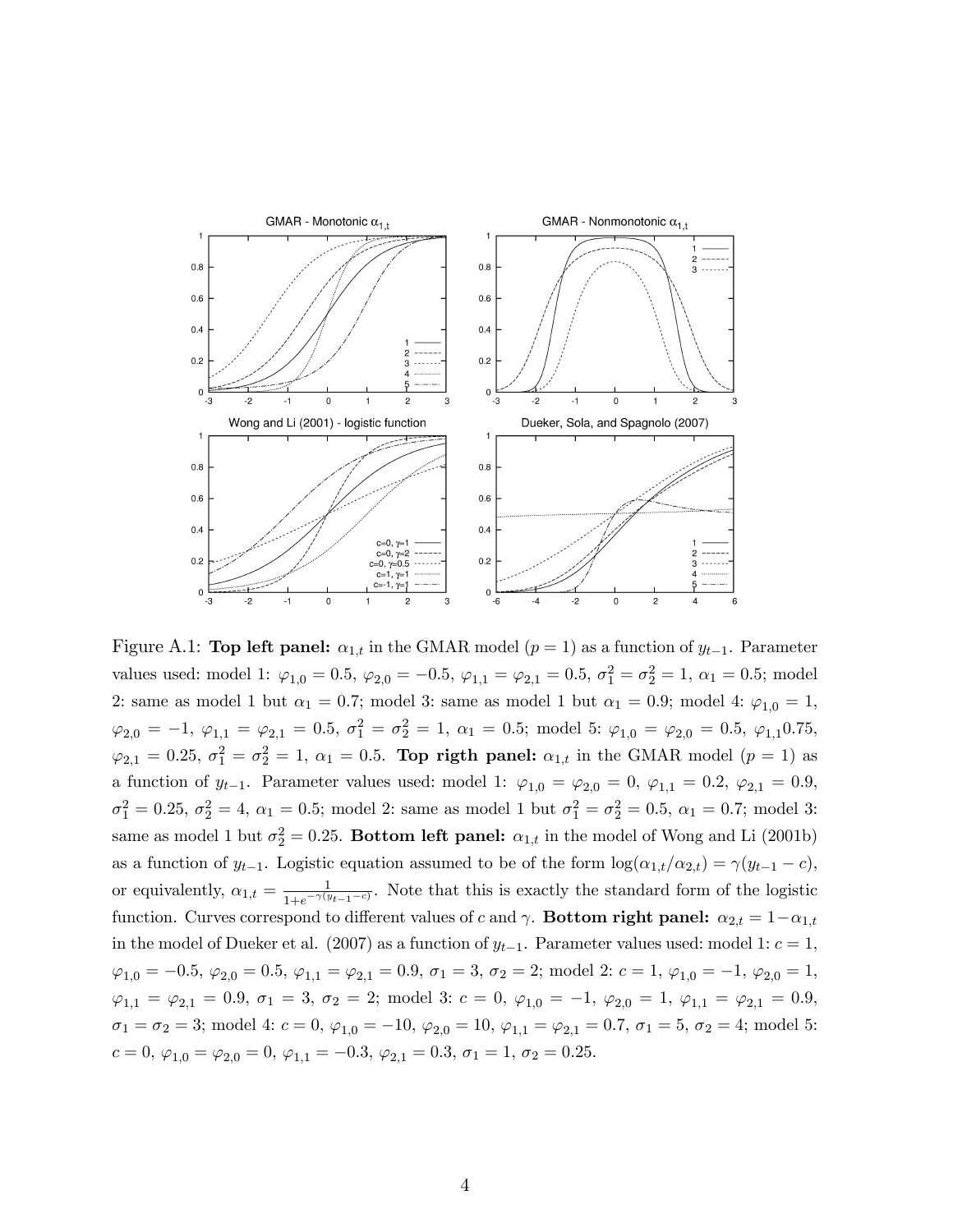Figure A.1: **Top left panel:** $\alpha_{1,t}$ in the GMAR model ($p = 1$) as a function of $y_{t-1}$. Parameter values used: model 1: $\varphi_{1,0} = 0.5$, $\varphi_{2,0} = -0.5$, $\varphi_{1,1} = \varphi_{2,1} = 0.5$, $\sigma_1^2 = \sigma_2^2 = 1$, $\alpha_1 = 0.5$; model 2: same as model 1 but $\alpha_1 = 0.7$; model 3: same as model 1 but $\alpha_1 = 0.9$; model 4: $\varphi_{1,0} = 1$, $\varphi_{2,0} = -1$, $\varphi_{1,1} = \varphi_{2,1} = 0.5$, $\sigma_1^2 = \sigma_2^2 = 1$, $\alpha_1 = 0.5$; model 5: $\varphi_{1,0} = \varphi_{2,0} = 0.5$, $\varphi_{1,1}0.75$, $\varphi_{2,1} = 0.25$, $\sigma_1^2 = \sigma_2^2 = 1$, $\alpha_1 = 0.5$. **Top rigth panel:** $\alpha_{1,t}$ in the GMAR model ($p = 1$) as a function of $y_{t-1}$. Parameter values used: model 1: $\varphi_{1,0} = \varphi_{2,0} = 0$, $\varphi_{1,1} = 0.2$, $\varphi_{2,1} = 0.9$, $\sigma_1^2 = 0.25$, $\sigma_2^2 = 4$, $\alpha_1 = 0.5$; model 2: same as model 1 but $\sigma_1^2 = \sigma_2^2 = 0.5$, $\alpha_1 = 0.7$; model 3: same as model 1 but $\sigma_2^2 = 0.25$. **Bottom left panel:** $\alpha_{1,t}$ in the model of Wong and Li (2001b) as a function of $y_{t-1}$. Logistic equation assumed to be of the form $\log(\alpha_{1,t}/\alpha_{2,t}) = \gamma(y_{t-1} - c)$, or equivalently, $\alpha_{1,t} = \frac{1}{1+e^{-\gamma(y_{t-1}-c)}}$. Note that this is exactly the standard form of the logistic function. Curves correspond to different values of $c$ and $\gamma$. **Bottom right panel:** $\alpha_{2,t} = 1-\alpha_{1,t}$ in the model of Dueker et al. (2007) as a function of $y_{t-1}$. Parameter values used: model 1: $c = 1$, $\varphi_{1,0} = -0.5$, $\varphi_{2,0} = 0.5$, $\varphi_{1,1} = \varphi_{2,1} = 0.9$, $\sigma_1 = 3$, $\sigma_2 = 2$; model 2: $c = 1$, $\varphi_{1,0} = -1$, $\varphi_{2,0} = 1$, $\varphi_{1,1} = \varphi_{2,1} = 0.9$, $\sigma_1 = 3$, $\sigma_2 = 2$; model 3: $c = 0$, $\varphi_{1,0} = -1$, $\varphi_{2,0} = 1$, $\varphi_{1,1} = \varphi_{2,1} = 0.9$, $\sigma_1 = \sigma_2 = 3$; model 4: $c = 0$, $\varphi_{1,0} = -10$, $\varphi_{2,0} = 10$, $\varphi_{1,1} = \varphi_{2,1} = 0.7$, $\sigma_1 = 5$, $\sigma_2 = 4$; model 5: $c = 0$, $\varphi_{1,0} = \varphi_{2,0} = 0$, $\varphi_{1,1} = -0.3$, $\varphi_{2,1} = 0.3$, $\sigma_1 = 1$, $\sigma_2 = 0.25$.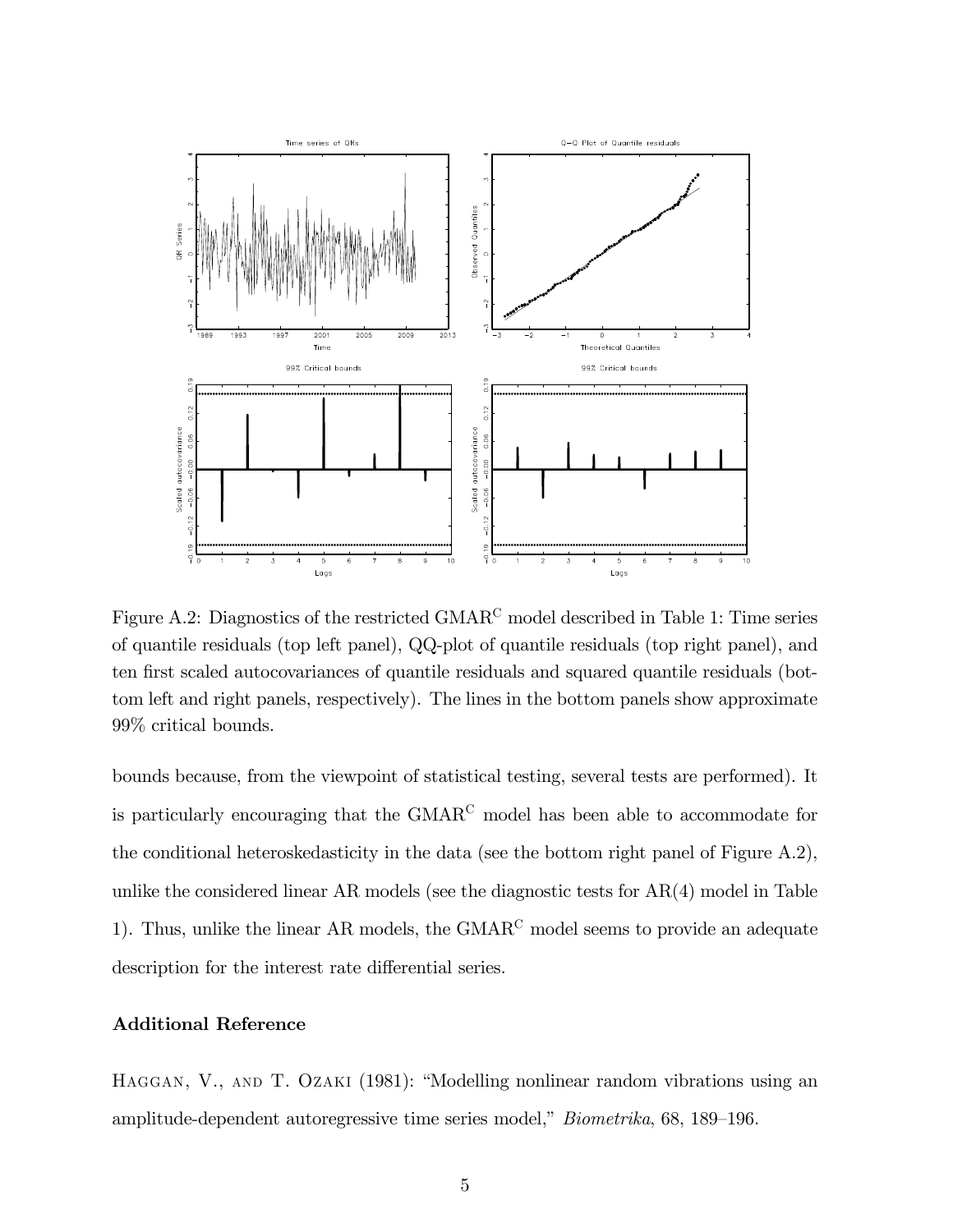Time series of QRs

QR Series

Time

1989 1993 1997 2001 2005 2009 2013

Q−Q Plot of Quantile residuals

Observed Quantiles

Theoretical Quantiles

99% Critical bounds

Scaled autocovariance

Lags

99% Critical bounds

Scaled autocovariance

Lags

Figure A.2: Diagnostics of the restricted GMAR$^{\text{C}}$ model described in Table 1: Time series of quantile residuals (top left panel), QQ-plot of quantile residuals (top right panel), and ten first scaled autocovariances of quantile residuals and squared quantile residuals (bottom left and right panels, respectively). The lines in the bottom panels show approximate 99% critical bounds.

bounds because, from the viewpoint of statistical testing, several tests are performed). It is particularly encouraging that the GMAR$^{\text{C}}$ model has been able to accommodate for the conditional heteroskedasticity in the data (see the bottom right panel of Figure A.2), unlike the considered linear AR models (see the diagnostic tests for AR(4) model in Table 1). Thus, unlike the linear AR models, the GMAR$^{\text{C}}$ model seems to provide an adequate description for the interest rate differential series.

### Additional Reference

Haggan, V., and T. Ozaki (1981): "Modelling nonlinear random vibrations using an amplitude-dependent autoregressive time series model," *Biometrika*, 68, 189–196.